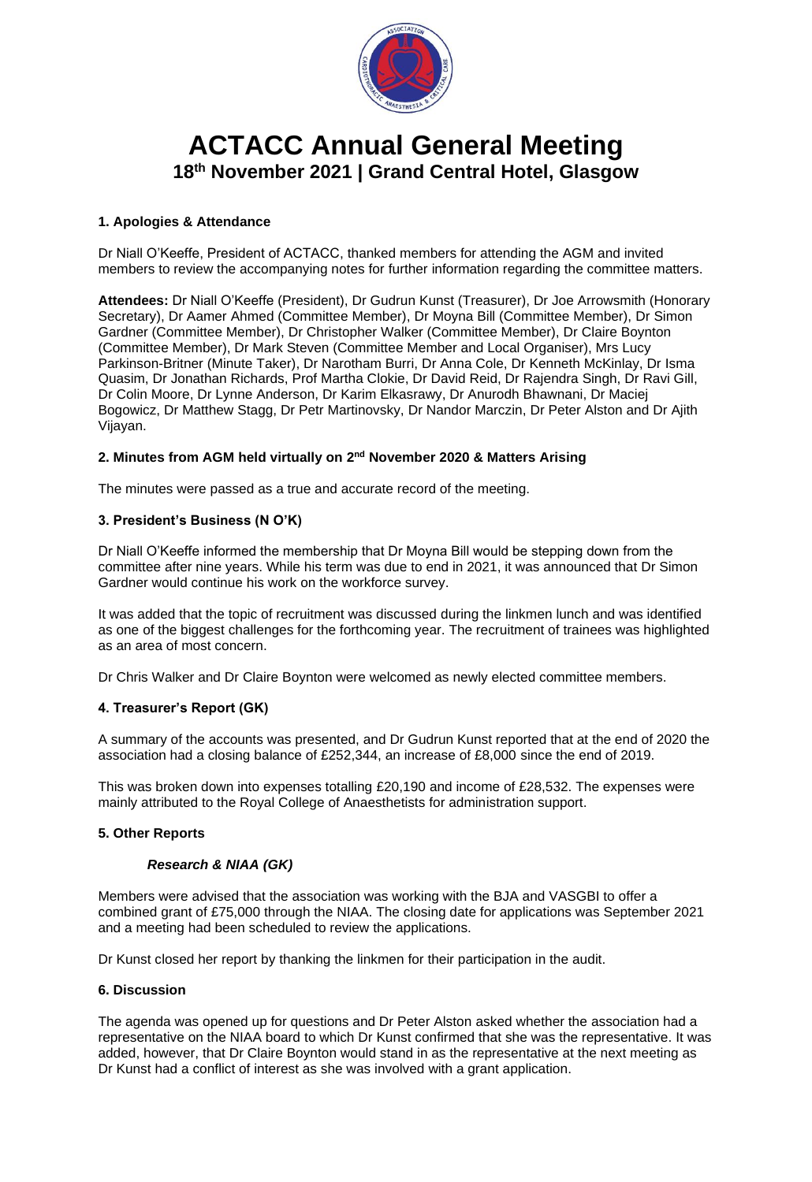# ACTACC Annual General Meeting

## 18th November 2021 | Grand Central Hotel, Glasgow

### 1. Apologies & Attendance

Dr Niall O'Keeffe, President of ACTACC, thanked members for attending the AGM and invited members to review the accompanying notes for further information regarding the committee matters.

**Attendees:** Dr Niall O'Keeffe (President), Dr Gudrun Kunst (Treasurer), Dr Joe Arrowsmith (Honorary Secretary), Dr Aamer Ahmed (Committee Member), Dr Moyna Bill (Committee Member), Dr Simon Gardner (Committee Member), Dr Christopher Walker (Committee Member), Dr Claire Boynton (Committee Member), Dr Mark Steven (Committee Member and Local Organiser), Mrs Lucy Parkinson-Britner (Minute Taker), Dr Narotham Burri, Dr Anna Cole, Dr Kenneth McKinlay, Dr Isma Quasim, Dr Jonathan Richards, Prof Martha Clokie, Dr David Reid, Dr Rajendra Singh, Dr Ravi Gill, Dr Colin Moore, Dr Lynne Anderson, Dr Karim Elkasrawy, Dr Anurodh Bhawnani, Dr Maciej Bogowicz, Dr Matthew Stagg, Dr Petr Martinovsky, Dr Nandor Marczin, Dr Peter Alston and Dr Ajith Vijayan.

### 2. Minutes from AGM held virtually on 2nd November 2020 & Matters Arising

The minutes were passed as a true and accurate record of the meeting.

### 3. President's Business (N O'K)

Dr Niall O'Keeffe informed the membership that Dr Moyna Bill would be stepping down from the committee after nine years. While his term was due to end in 2021, it was announced that Dr Simon Gardner would continue his work on the workforce survey.

It was added that the topic of recruitment was discussed during the linkmen lunch and was identified as one of the biggest challenges for the forthcoming year. The recruitment of trainees was highlighted as an area of most concern.

Dr Chris Walker and Dr Claire Boynton were welcomed as newly elected committee members.

### 4. Treasurer's Report (GK)

A summary of the accounts was presented, and Dr Gudrun Kunst reported that at the end of 2020 the association had a closing balance of £252,344, an increase of £8,000 since the end of 2019.

This was broken down into expenses totalling £20,190 and income of £28,532. The expenses were mainly attributed to the Royal College of Anaesthetists for administration support.

### 5. Other Reports

#### *Research & NIAA (GK)*

Members were advised that the association was working with the BJA and VASGBI to offer a combined grant of £75,000 through the NIAA. The closing date for applications was September 2021 and a meeting had been scheduled to review the applications.

Dr Kunst closed her report by thanking the linkmen for their participation in the audit.

### 6. Discussion

The agenda was opened up for questions and Dr Peter Alston asked whether the association had a representative on the NIAA board to which Dr Kunst confirmed that she was the representative. It was added, however, that Dr Claire Boynton would stand in as the representative at the next meeting as Dr Kunst had a conflict of interest as she was involved with a grant application.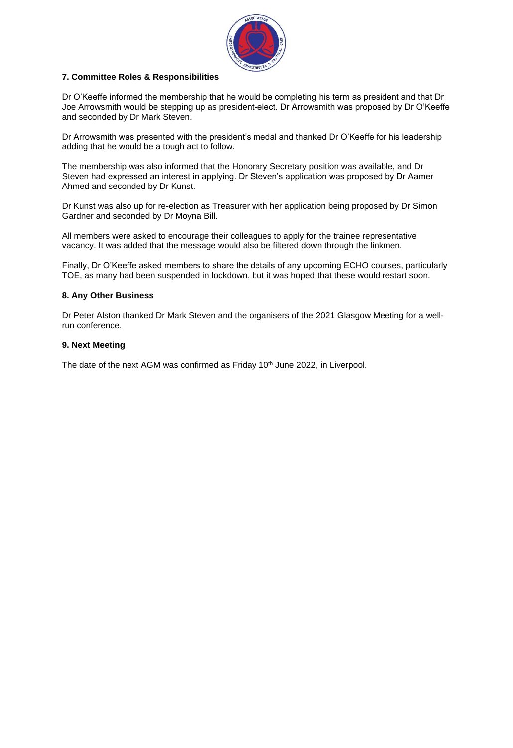### 7. Committee Roles & Responsibilities

Dr O'Keeffe informed the membership that he would be completing his term as president and that Dr Joe Arrowsmith would be stepping up as president-elect. Dr Arrowsmith was proposed by Dr O'Keeffe and seconded by Dr Mark Steven.

Dr Arrowsmith was presented with the president's medal and thanked Dr O'Keeffe for his leadership adding that he would be a tough act to follow.

The membership was also informed that the Honorary Secretary position was available, and Dr Steven had expressed an interest in applying. Dr Steven's application was proposed by Dr Aamer Ahmed and seconded by Dr Kunst.

Dr Kunst was also up for re-election as Treasurer with her application being proposed by Dr Simon Gardner and seconded by Dr Moyna Bill.

All members were asked to encourage their colleagues to apply for the trainee representative vacancy. It was added that the message would also be filtered down through the linkmen.

Finally, Dr O'Keeffe asked members to share the details of any upcoming ECHO courses, particularly TOE, as many had been suspended in lockdown, but it was hoped that these would restart soon.

### 8. Any Other Business

Dr Peter Alston thanked Dr Mark Steven and the organisers of the 2021 Glasgow Meeting for a well-run conference.

### 9. Next Meeting

The date of the next AGM was confirmed as Friday 10th June 2022, in Liverpool.